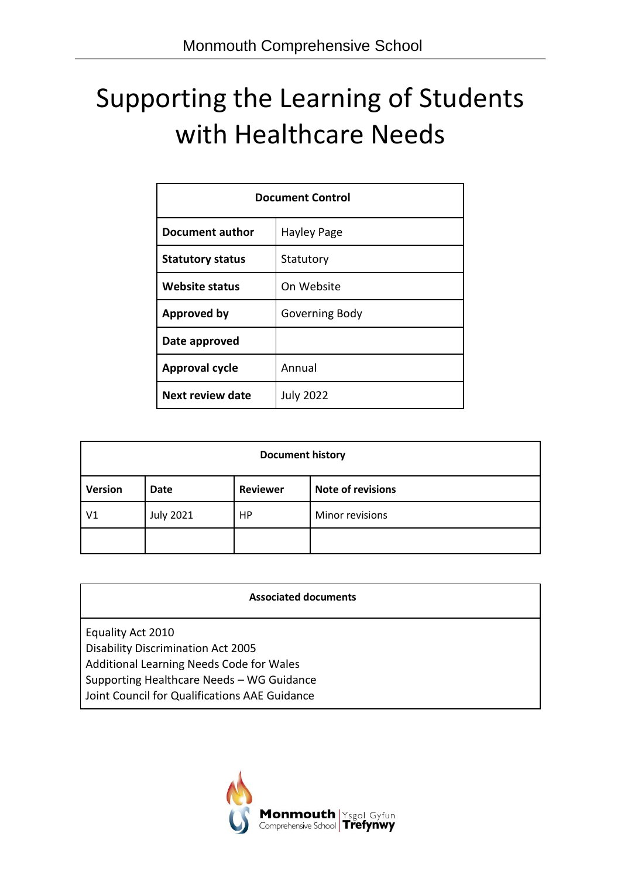# Supporting the Learning of Students with Healthcare Needs

| Document Control | |
|---|---|
| **Document author** | Hayley Page |
| **Statutory status** | Statutory |
| **Website status** | On Website |
| **Approved by** | Governing Body |
| **Date approved** | |
| **Approval cycle** | Annual |
| **Next review date** | July 2022 |

| Document history | | | |
|---|---|---|---|
| **Version** | **Date** | **Reviewer** | **Note of revisions** |
| V1 | July 2021 | HP | Minor revisions |
| | | | |

| Associated documents |
|---|
| Equality Act 2010<br>Disability Discrimination Act 2005<br>Additional Learning Needs Code for Wales<br>Supporting Healthcare Needs – WG Guidance<br>Joint Council for Qualifications AAE Guidance |

Monmouth Comprehensive School | Ysgol Gyfun Trefynwy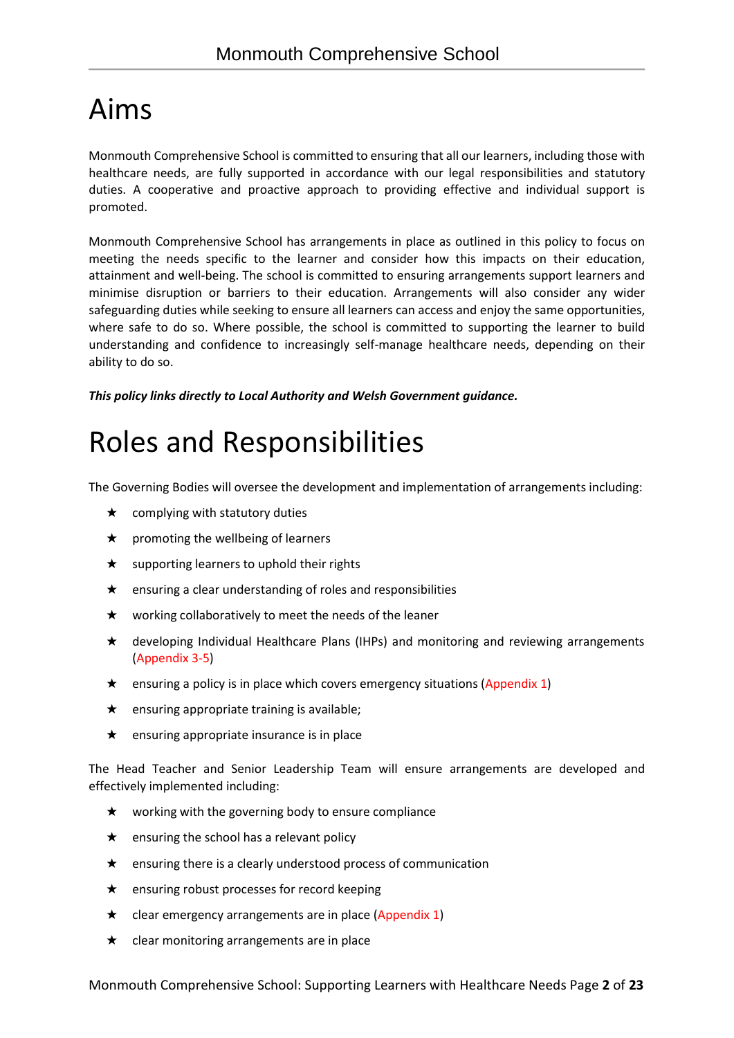# Aims

Monmouth Comprehensive School is committed to ensuring that all our learners, including those with healthcare needs, are fully supported in accordance with our legal responsibilities and statutory duties. A cooperative and proactive approach to providing effective and individual support is promoted.

Monmouth Comprehensive School has arrangements in place as outlined in this policy to focus on meeting the needs specific to the learner and consider how this impacts on their education, attainment and well-being. The school is committed to ensuring arrangements support learners and minimise disruption or barriers to their education. Arrangements will also consider any wider safeguarding duties while seeking to ensure all learners can access and enjoy the same opportunities, where safe to do so. Where possible, the school is committed to supporting the learner to build understanding and confidence to increasingly self-manage healthcare needs, depending on their ability to do so.

***This policy links directly to Local Authority and Welsh Government guidance.***

# Roles and Responsibilities

The Governing Bodies will oversee the development and implementation of arrangements including:

- complying with statutory duties
- promoting the wellbeing of learners
- supporting learners to uphold their rights
- ensuring a clear understanding of roles and responsibilities
- working collaboratively to meet the needs of the leaner
- developing Individual Healthcare Plans (IHPs) and monitoring and reviewing arrangements (Appendix 3-5)
- ensuring a policy is in place which covers emergency situations (Appendix 1)
- ensuring appropriate training is available;
- ensuring appropriate insurance is in place

The Head Teacher and Senior Leadership Team will ensure arrangements are developed and effectively implemented including:

- working with the governing body to ensure compliance
- ensuring the school has a relevant policy
- ensuring there is a clearly understood process of communication
- ensuring robust processes for record keeping
- clear emergency arrangements are in place (Appendix 1)
- clear monitoring arrangements are in place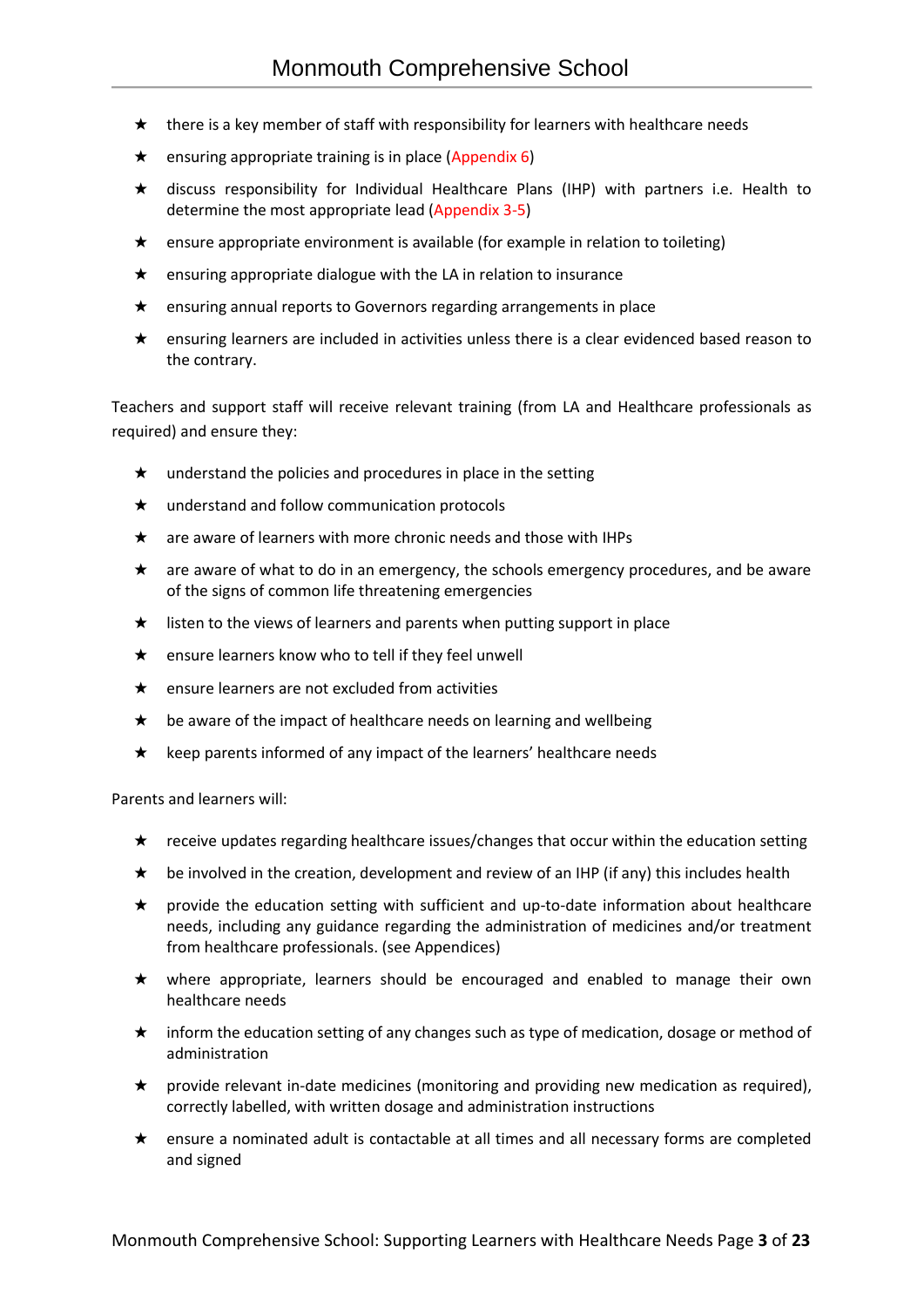- there is a key member of staff with responsibility for learners with healthcare needs
- ensuring appropriate training is in place (Appendix 6)
- discuss responsibility for Individual Healthcare Plans (IHP) with partners i.e. Health to determine the most appropriate lead (Appendix 3-5)
- ensure appropriate environment is available (for example in relation to toileting)
- ensuring appropriate dialogue with the LA in relation to insurance
- ensuring annual reports to Governors regarding arrangements in place
- ensuring learners are included in activities unless there is a clear evidenced based reason to the contrary.

Teachers and support staff will receive relevant training (from LA and Healthcare professionals as required) and ensure they:

- understand the policies and procedures in place in the setting
- understand and follow communication protocols
- are aware of learners with more chronic needs and those with IHPs
- are aware of what to do in an emergency, the schools emergency procedures, and be aware of the signs of common life threatening emergencies
- listen to the views of learners and parents when putting support in place
- ensure learners know who to tell if they feel unwell
- ensure learners are not excluded from activities
- be aware of the impact of healthcare needs on learning and wellbeing
- keep parents informed of any impact of the learners' healthcare needs

Parents and learners will:

- receive updates regarding healthcare issues/changes that occur within the education setting
- be involved in the creation, development and review of an IHP (if any) this includes health
- provide the education setting with sufficient and up-to-date information about healthcare needs, including any guidance regarding the administration of medicines and/or treatment from healthcare professionals. (see Appendices)
- where appropriate, learners should be encouraged and enabled to manage their own healthcare needs
- inform the education setting of any changes such as type of medication, dosage or method of administration
- provide relevant in-date medicines (monitoring and providing new medication as required), correctly labelled, with written dosage and administration instructions
- ensure a nominated adult is contactable at all times and all necessary forms are completed and signed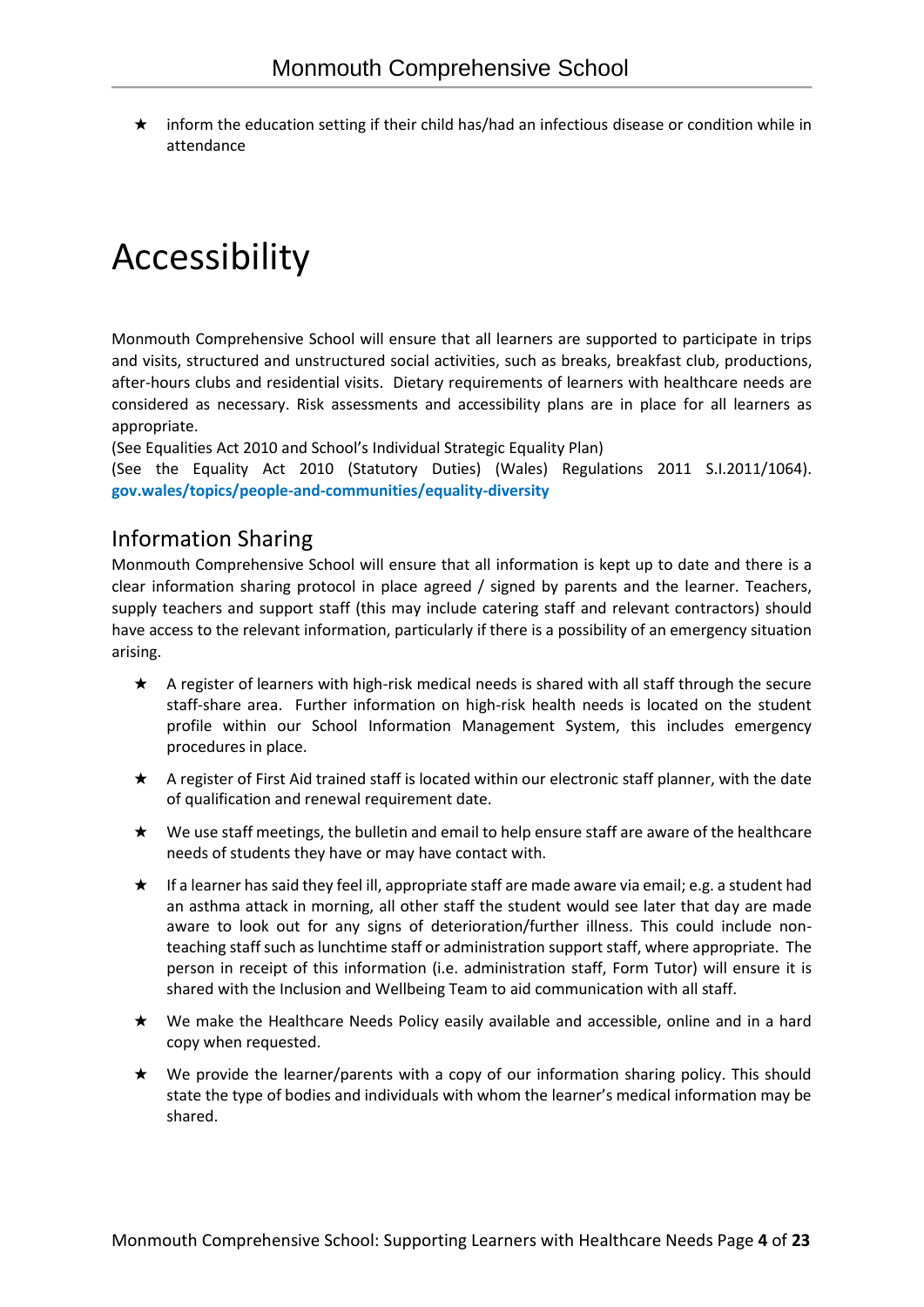- inform the education setting if their child has/had an infectious disease or condition while in attendance

# Accessibility

Monmouth Comprehensive School will ensure that all learners are supported to participate in trips and visits, structured and unstructured social activities, such as breaks, breakfast club, productions, after-hours clubs and residential visits. Dietary requirements of learners with healthcare needs are considered as necessary. Risk assessments and accessibility plans are in place for all learners as appropriate.
(See Equalities Act 2010 and School's Individual Strategic Equality Plan)
(See the Equality Act 2010 (Statutory Duties) (Wales) Regulations 2011 S.I.2011/1064). **gov.wales/topics/people-and-communities/equality-diversity**

## Information Sharing

Monmouth Comprehensive School will ensure that all information is kept up to date and there is a clear information sharing protocol in place agreed / signed by parents and the learner. Teachers, supply teachers and support staff (this may include catering staff and relevant contractors) should have access to the relevant information, particularly if there is a possibility of an emergency situation arising.

- A register of learners with high-risk medical needs is shared with all staff through the secure staff-share area. Further information on high-risk health needs is located on the student profile within our School Information Management System, this includes emergency procedures in place.
- A register of First Aid trained staff is located within our electronic staff planner, with the date of qualification and renewal requirement date.
- We use staff meetings, the bulletin and email to help ensure staff are aware of the healthcare needs of students they have or may have contact with.
- If a learner has said they feel ill, appropriate staff are made aware via email; e.g. a student had an asthma attack in morning, all other staff the student would see later that day are made aware to look out for any signs of deterioration/further illness. This could include non-teaching staff such as lunchtime staff or administration support staff, where appropriate. The person in receipt of this information (i.e. administration staff, Form Tutor) will ensure it is shared with the Inclusion and Wellbeing Team to aid communication with all staff.
- We make the Healthcare Needs Policy easily available and accessible, online and in a hard copy when requested.
- We provide the learner/parents with a copy of our information sharing policy. This should state the type of bodies and individuals with whom the learner's medical information may be shared.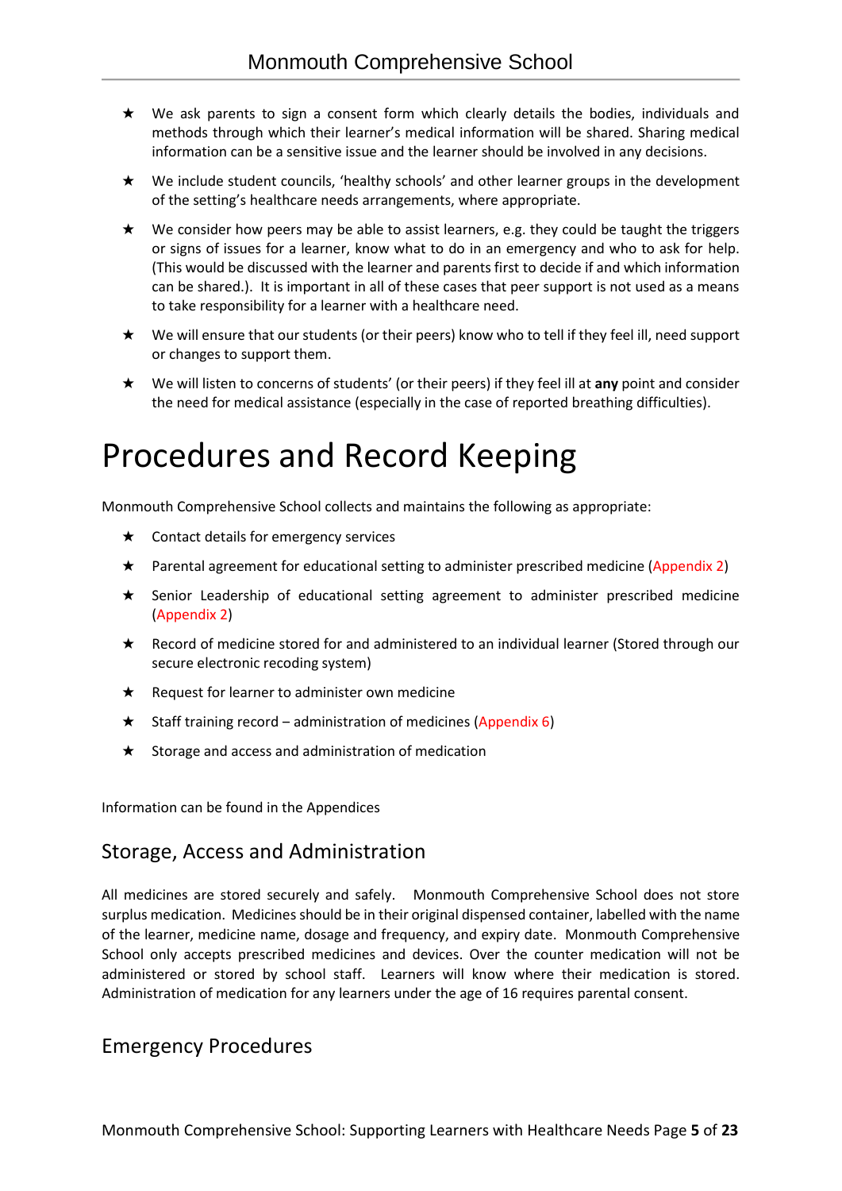- We ask parents to sign a consent form which clearly details the bodies, individuals and methods through which their learner's medical information will be shared. Sharing medical information can be a sensitive issue and the learner should be involved in any decisions.
- We include student councils, 'healthy schools' and other learner groups in the development of the setting's healthcare needs arrangements, where appropriate.
- We consider how peers may be able to assist learners, e.g. they could be taught the triggers or signs of issues for a learner, know what to do in an emergency and who to ask for help. (This would be discussed with the learner and parents first to decide if and which information can be shared.). It is important in all of these cases that peer support is not used as a means to take responsibility for a learner with a healthcare need.
- We will ensure that our students (or their peers) know who to tell if they feel ill, need support or changes to support them.
- We will listen to concerns of students' (or their peers) if they feel ill at **any** point and consider the need for medical assistance (especially in the case of reported breathing difficulties).

# Procedures and Record Keeping

Monmouth Comprehensive School collects and maintains the following as appropriate:

- Contact details for emergency services
- Parental agreement for educational setting to administer prescribed medicine (Appendix 2)
- Senior Leadership of educational setting agreement to administer prescribed medicine (Appendix 2)
- Record of medicine stored for and administered to an individual learner (Stored through our secure electronic recoding system)
- Request for learner to administer own medicine
- Staff training record – administration of medicines (Appendix 6)
- Storage and access and administration of medication

Information can be found in the Appendices

## Storage, Access and Administration

All medicines are stored securely and safely. Monmouth Comprehensive School does not store surplus medication. Medicines should be in their original dispensed container, labelled with the name of the learner, medicine name, dosage and frequency, and expiry date. Monmouth Comprehensive School only accepts prescribed medicines and devices. Over the counter medication will not be administered or stored by school staff. Learners will know where their medication is stored. Administration of medication for any learners under the age of 16 requires parental consent.

## Emergency Procedures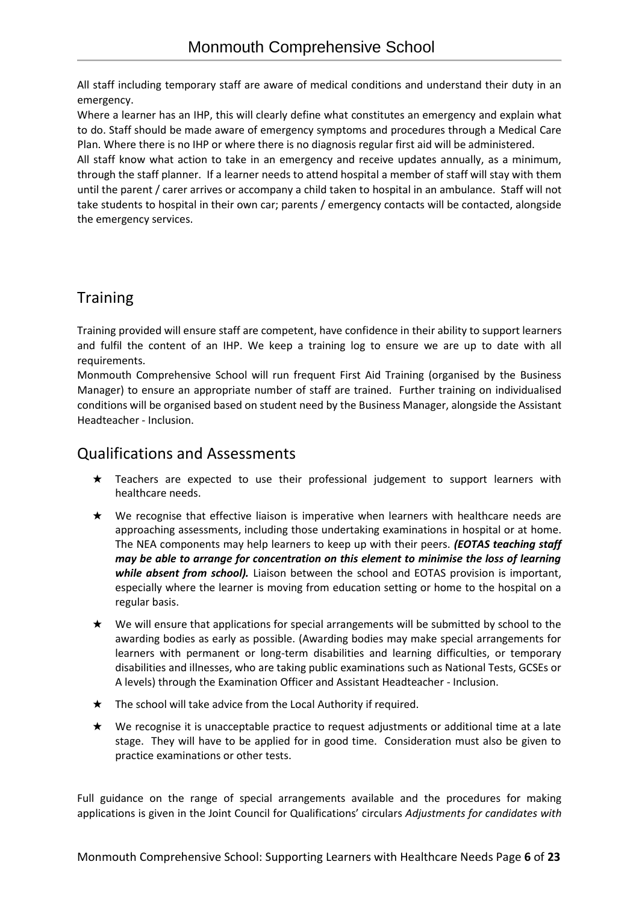All staff including temporary staff are aware of medical conditions and understand their duty in an emergency.

Where a learner has an IHP, this will clearly define what constitutes an emergency and explain what to do. Staff should be made aware of emergency symptoms and procedures through a Medical Care Plan. Where there is no IHP or where there is no diagnosis regular first aid will be administered.

All staff know what action to take in an emergency and receive updates annually, as a minimum, through the staff planner. If a learner needs to attend hospital a member of staff will stay with them until the parent / carer arrives or accompany a child taken to hospital in an ambulance. Staff will not take students to hospital in their own car; parents / emergency contacts will be contacted, alongside the emergency services.

## Training

Training provided will ensure staff are competent, have confidence in their ability to support learners and fulfil the content of an IHP. We keep a training log to ensure we are up to date with all requirements.

Monmouth Comprehensive School will run frequent First Aid Training (organised by the Business Manager) to ensure an appropriate number of staff are trained. Further training on individualised conditions will be organised based on student need by the Business Manager, alongside the Assistant Headteacher - Inclusion.

## Qualifications and Assessments

- Teachers are expected to use their professional judgement to support learners with healthcare needs.
- We recognise that effective liaison is imperative when learners with healthcare needs are approaching assessments, including those undertaking examinations in hospital or at home. The NEA components may help learners to keep up with their peers. ***(EOTAS teaching staff may be able to arrange for concentration on this element to minimise the loss of learning while absent from school).*** Liaison between the school and EOTAS provision is important, especially where the learner is moving from education setting or home to the hospital on a regular basis.
- We will ensure that applications for special arrangements will be submitted by school to the awarding bodies as early as possible. (Awarding bodies may make special arrangements for learners with permanent or long-term disabilities and learning difficulties, or temporary disabilities and illnesses, who are taking public examinations such as National Tests, GCSEs or A levels) through the Examination Officer and Assistant Headteacher - Inclusion.
- The school will take advice from the Local Authority if required.
- We recognise it is unacceptable practice to request adjustments or additional time at a late stage. They will have to be applied for in good time. Consideration must also be given to practice examinations or other tests.

Full guidance on the range of special arrangements available and the procedures for making applications is given in the Joint Council for Qualifications' circulars *Adjustments for candidates with*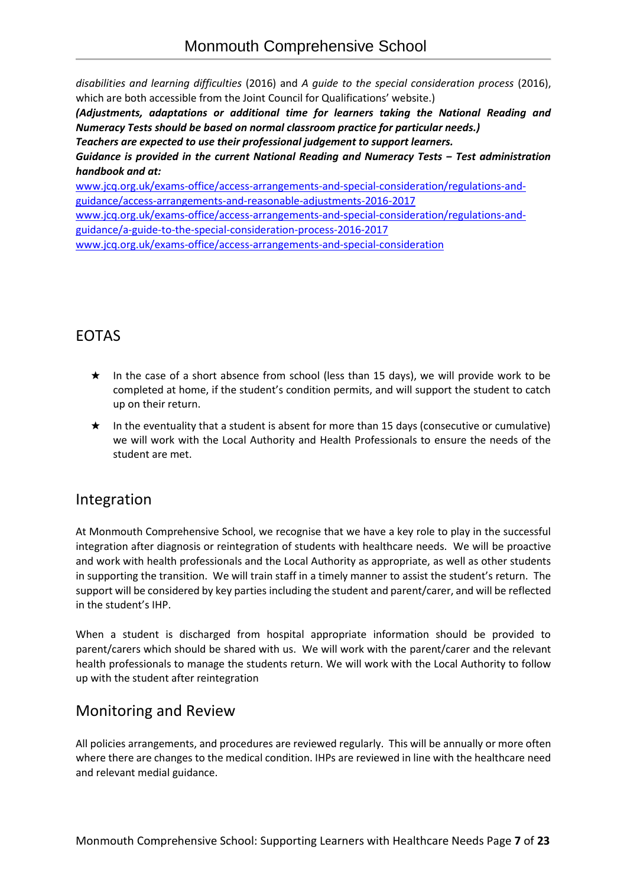*disabilities and learning difficulties* (2016) and *A guide to the special consideration process* (2016), which are both accessible from the Joint Council for Qualifications' website.)

***(Adjustments, adaptations or additional time for learners taking the National Reading and Numeracy Tests should be based on normal classroom practice for particular needs.)***

***Teachers are expected to use their professional judgement to support learners.***

***Guidance is provided in the current National Reading and Numeracy Tests – Test administration handbook and at:***

[www.jcq.org.uk/exams-office/access-arrangements-and-special-consideration/regulations-and-guidance/access-arrangements-and-reasonable-adjustments-2016-2017](www.jcq.org.uk/exams-office/access-arrangements-and-special-consideration/regulations-and-guidance/access-arrangements-and-reasonable-adjustments-2016-2017)

[www.jcq.org.uk/exams-office/access-arrangements-and-special-consideration/regulations-and-guidance/a-guide-to-the-special-consideration-process-2016-2017](www.jcq.org.uk/exams-office/access-arrangements-and-special-consideration/regulations-and-guidance/a-guide-to-the-special-consideration-process-2016-2017)

[www.jcq.org.uk/exams-office/access-arrangements-and-special-consideration](www.jcq.org.uk/exams-office/access-arrangements-and-special-consideration)

## EOTAS

- In the case of a short absence from school (less than 15 days), we will provide work to be completed at home, if the student's condition permits, and will support the student to catch up on their return.
- In the eventuality that a student is absent for more than 15 days (consecutive or cumulative) we will work with the Local Authority and Health Professionals to ensure the needs of the student are met.

## Integration

At Monmouth Comprehensive School, we recognise that we have a key role to play in the successful integration after diagnosis or reintegration of students with healthcare needs. We will be proactive and work with health professionals and the Local Authority as appropriate, as well as other students in supporting the transition. We will train staff in a timely manner to assist the student's return. The support will be considered by key parties including the student and parent/carer, and will be reflected in the student's IHP.

When a student is discharged from hospital appropriate information should be provided to parent/carers which should be shared with us. We will work with the parent/carer and the relevant health professionals to manage the students return. We will work with the Local Authority to follow up with the student after reintegration

## Monitoring and Review

All policies arrangements, and procedures are reviewed regularly. This will be annually or more often where there are changes to the medical condition. IHPs are reviewed in line with the healthcare need and relevant medial guidance.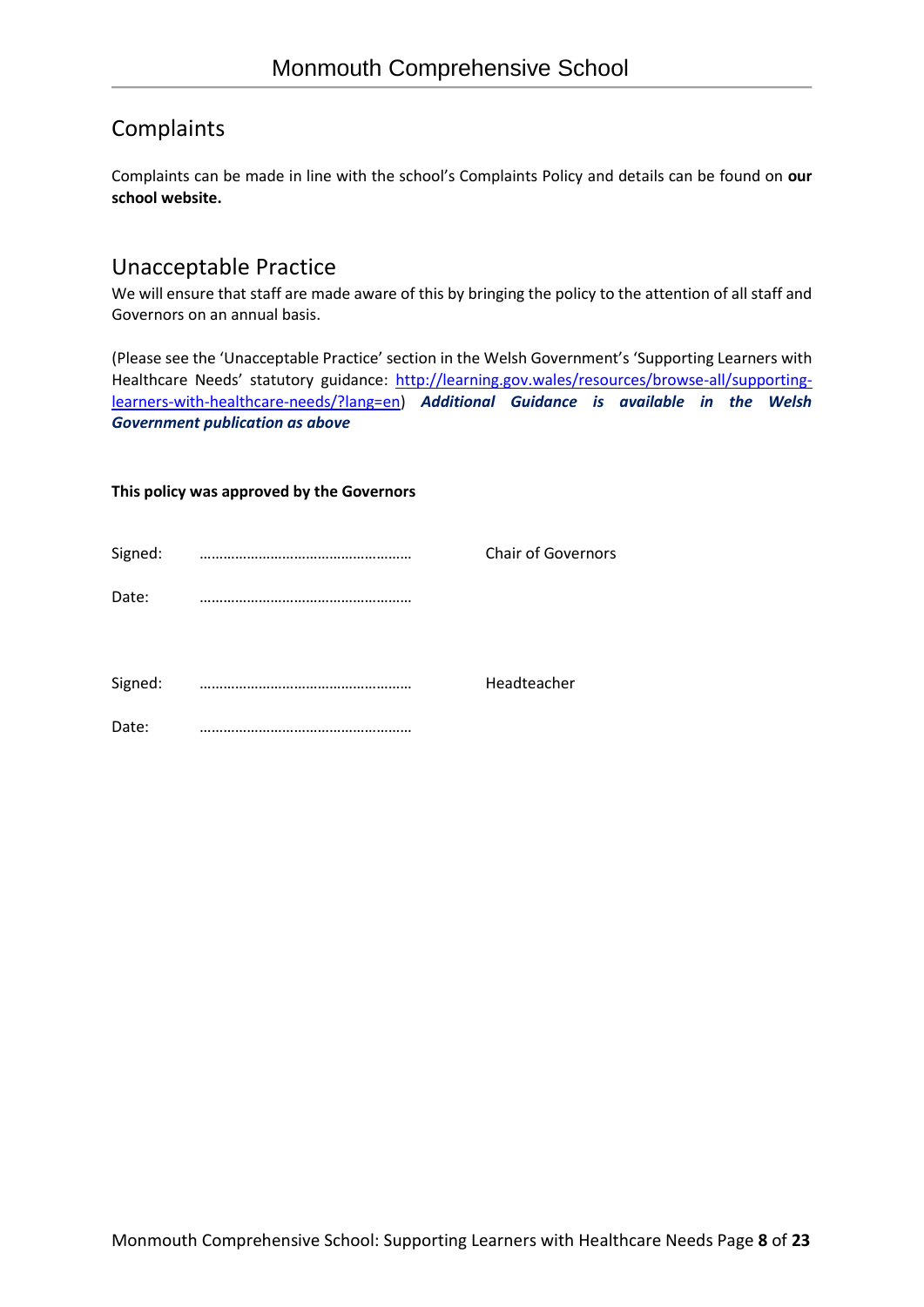## Complaints

Complaints can be made in line with the school's Complaints Policy and details can be found on **our school website.**

## Unacceptable Practice

We will ensure that staff are made aware of this by bringing the policy to the attention of all staff and Governors on an annual basis.

(Please see the 'Unacceptable Practice' section in the Welsh Government's 'Supporting Learners with Healthcare Needs' statutory guidance: [http://learning.gov.wales/resources/browse-all/supporting-learners-with-healthcare-needs/?lang=en](http://learning.gov.wales/resources/browse-all/supporting-learners-with-healthcare-needs/?lang=en)) ***Additional Guidance is available in the Welsh Government publication as above***

**This policy was approved by the Governors**

Signed: ……………………………………………… Chair of Governors

Date: ………………………………………………

Signed: ……………………………………………… Headteacher

Date: ………………………………………………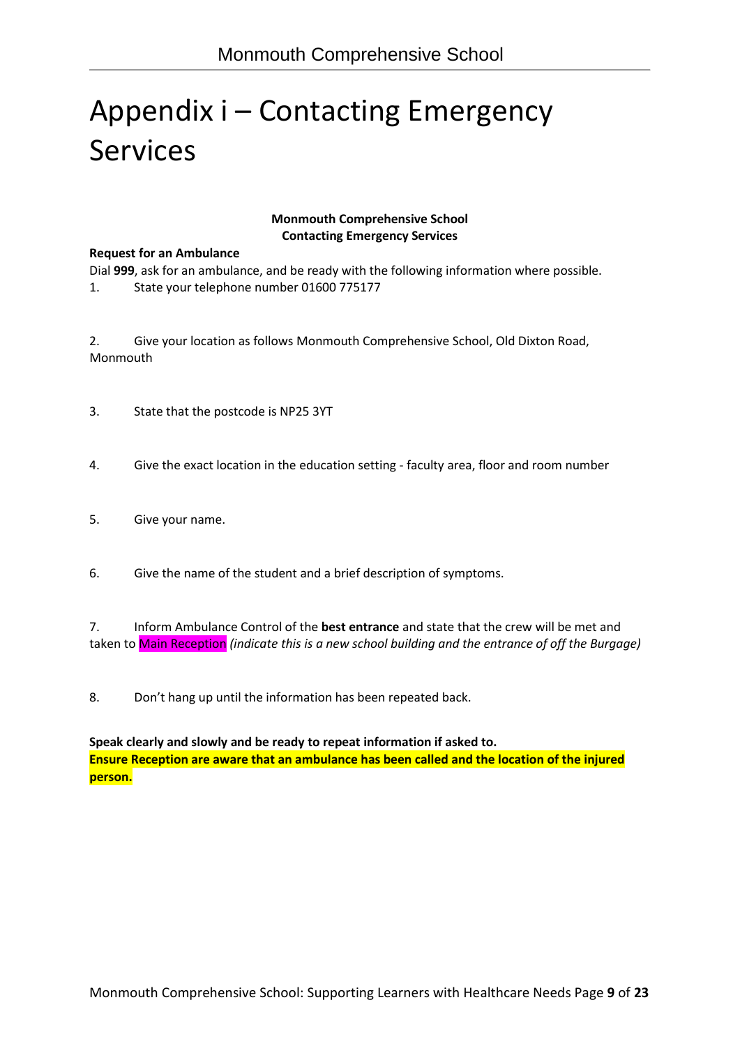# Appendix i – Contacting Emergency Services

**Monmouth Comprehensive School**
**Contacting Emergency Services**

**Request for an Ambulance**

Dial **999**, ask for an ambulance, and be ready with the following information where possible.

1. State your telephone number 01600 775177

2. Give your location as follows Monmouth Comprehensive School, Old Dixton Road, Monmouth

3. State that the postcode is NP25 3YT

4. Give the exact location in the education setting - faculty area, floor and room number

5. Give your name.

6. Give the name of the student and a brief description of symptoms.

7. Inform Ambulance Control of the **best entrance** and state that the crew will be met and taken to Main Reception *(indicate this is a new school building and the entrance of off the Burgage)*

8. Don't hang up until the information has been repeated back.

**Speak clearly and slowly and be ready to repeat information if asked to.**
**Ensure Reception are aware that an ambulance has been called and the location of the injured person.**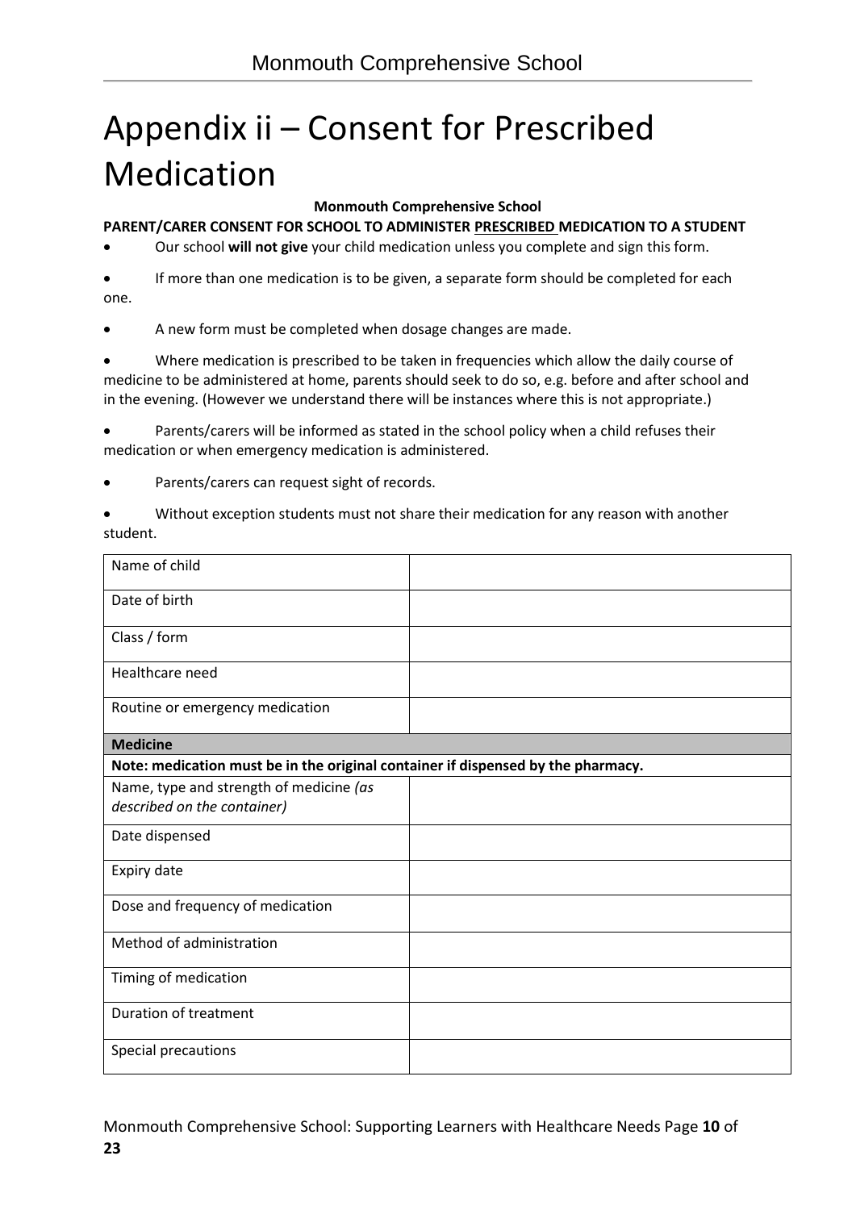# Appendix ii – Consent for Prescribed Medication

**Monmouth Comprehensive School**

**PARENT/CARER CONSENT FOR SCHOOL TO ADMINISTER <u>PRESCRIBED</u> MEDICATION TO A STUDENT**

- Our school **will not give** your child medication unless you complete and sign this form.
- If more than one medication is to be given, a separate form should be completed for each one.
- A new form must be completed when dosage changes are made.
- Where medication is prescribed to be taken in frequencies which allow the daily course of medicine to be administered at home, parents should seek to do so, e.g. before and after school and in the evening. (However we understand there will be instances where this is not appropriate.)
- Parents/carers will be informed as stated in the school policy when a child refuses their medication or when emergency medication is administered.
- Parents/carers can request sight of records.
- Without exception students must not share their medication for any reason with another student.

| | |
|---|---|
| Name of child | |
| Date of birth | |
| Class / form | |
| Healthcare need | |
| Routine or emergency medication | |
| **Medicine** | |
| **Note: medication must be in the original container if dispensed by the pharmacy.** | |
| Name, type and strength of medicine *(as described on the container)* | |
| Date dispensed | |
| Expiry date | |
| Dose and frequency of medication | |
| Method of administration | |
| Timing of medication | |
| Duration of treatment | |
| Special precautions | |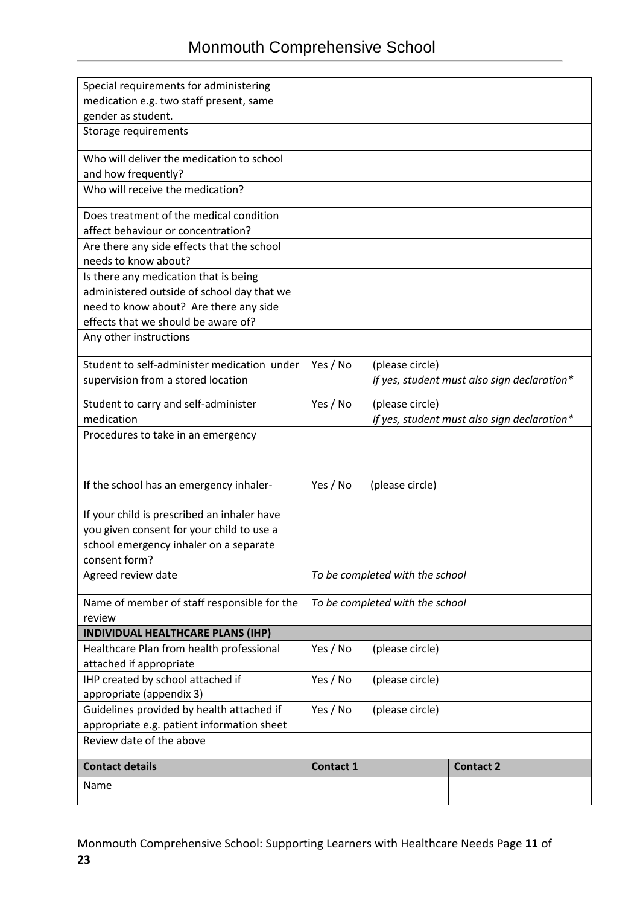| | | |
|---|---|---|
| Special requirements for administering medication e.g. two staff present, same gender as student. | | |
| Storage requirements | | |
| Who will deliver the medication to school and how frequently? | | |
| Who will receive the medication? | | |
| Does treatment of the medical condition affect behaviour or concentration? | | |
| Are there any side effects that the school needs to know about? | | |
| Is there any medication that is being administered outside of school day that we need to know about? Are there any side effects that we should be aware of? | | |
| Any other instructions | | |
| Student to self-administer medication under supervision from a stored location | Yes / No (please circle) *If yes, student must also sign declaration** | |
| Student to carry and self-administer medication | Yes / No (please circle) *If yes, student must also sign declaration** | |
| Procedures to take in an emergency | | |
| **If** the school has an emergency inhaler- If your child is prescribed an inhaler have you given consent for your child to use a school emergency inhaler on a separate consent form? | Yes / No (please circle) | |
| Agreed review date | *To be completed with the school* | |
| Name of member of staff responsible for the review | *To be completed with the school* | |
| **INDIVIDUAL HEALTHCARE PLANS (IHP)** | | |
| Healthcare Plan from health professional attached if appropriate | Yes / No (please circle) | |
| IHP created by school attached if appropriate (appendix 3) | Yes / No (please circle) | |
| Guidelines provided by health attached if appropriate e.g. patient information sheet | Yes / No (please circle) | |
| Review date of the above | | |
| **Contact details** | **Contact 1** | **Contact 2** |
| Name | | |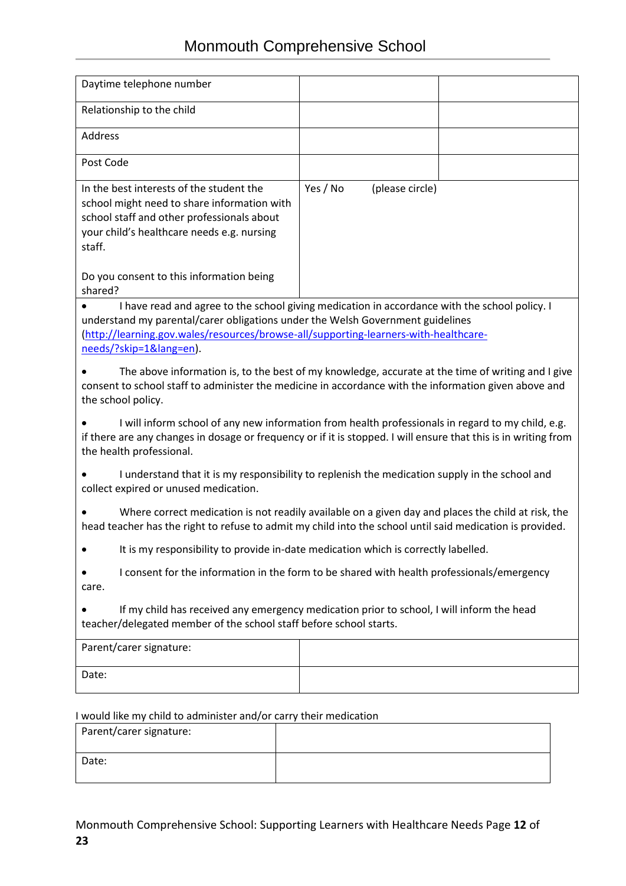| | | |
|---|---|---|
| Daytime telephone number | | |
| Relationship to the child | | |
| Address | | |
| Post Code | | |
| In the best interests of the student the school might need to share information with school staff and other professionals about your child's healthcare needs e.g. nursing staff.<br><br>Do you consent to this information being shared? | Yes / No (please circle) | |

- I have read and agree to the school giving medication in accordance with the school policy. I understand my parental/carer obligations under the Welsh Government guidelines ([http://learning.gov.wales/resources/browse-all/supporting-learners-with-healthcare-needs/?skip=1&lang=en](http://learning.gov.wales/resources/browse-all/supporting-learners-with-healthcare-needs/?skip=1&lang=en)).
- The above information is, to the best of my knowledge, accurate at the time of writing and I give consent to school staff to administer the medicine in accordance with the information given above and the school policy.
- I will inform school of any new information from health professionals in regard to my child, e.g. if there are any changes in dosage or frequency or if it is stopped. I will ensure that this is in writing from the health professional.
- I understand that it is my responsibility to replenish the medication supply in the school and collect expired or unused medication.
- Where correct medication is not readily available on a given day and places the child at risk, the head teacher has the right to refuse to admit my child into the school until said medication is provided.
- It is my responsibility to provide in-date medication which is correctly labelled.
- I consent for the information in the form to be shared with health professionals/emergency care.
- If my child has received any emergency medication prior to school, I will inform the head teacher/delegated member of the school staff before school starts.

| | |
|---|---|
| Parent/carer signature: | |
| Date: | |

I would like my child to administer and/or carry their medication

| | |
|---|---|
| Parent/carer signature: | |
| Date: | |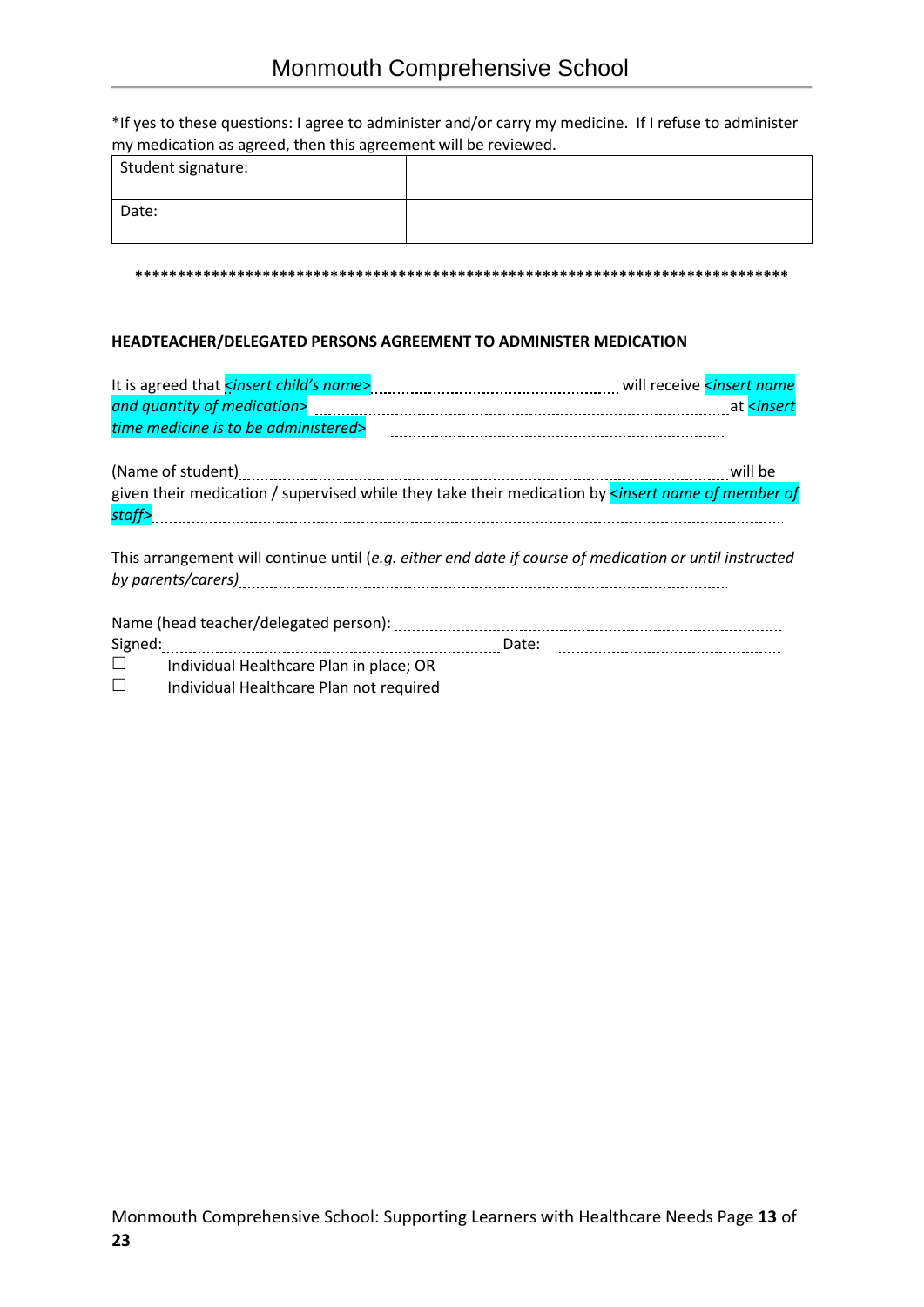*If yes to these questions: I agree to administer and/or carry my medicine. If I refuse to administer my medication as agreed, then this agreement will be reviewed.

| Student signature: | |
|---|---|
| Date: | |

********************************************************************************

**HEADTEACHER/DELEGATED PERSONS AGREEMENT TO ADMINISTER MEDICATION**

It is agreed that *<insert child's name>* ........................................................ will receive *<insert name and quantity of medication>* ........................................................................................ at *<insert time medicine is to be administered>* ....................................................................................

(Name of student)............................................................................................................ will be given their medication / supervised while they take their medication by *<insert name of member of staff>*............................................................................................................................

This arrangement will continue until (*e.g. either end date if course of medication or until instructed by parents/carers)*.............................................................................................................

Name (head teacher/delegated person): ...........................................................................
Signed:.................................................................... Date: ............................................

☐ Individual Healthcare Plan in place; OR
☐ Individual Healthcare Plan not required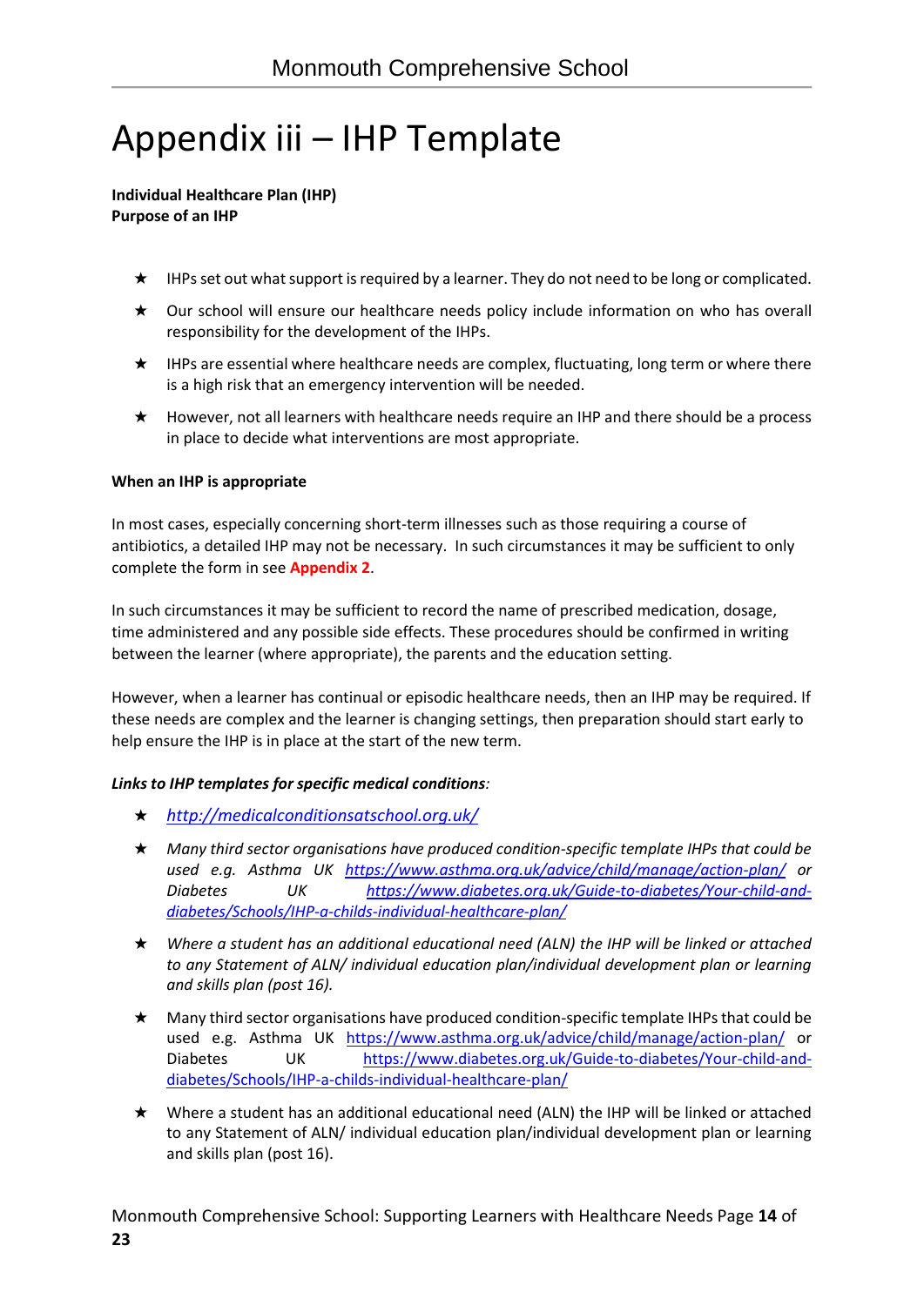# Appendix iii – IHP Template

**Individual Healthcare Plan (IHP)**
**Purpose of an IHP**

- IHPs set out what support is required by a learner. They do not need to be long or complicated.
- Our school will ensure our healthcare needs policy include information on who has overall responsibility for the development of the IHPs.
- IHPs are essential where healthcare needs are complex, fluctuating, long term or where there is a high risk that an emergency intervention will be needed.
- However, not all learners with healthcare needs require an IHP and there should be a process in place to decide what interventions are most appropriate.

**When an IHP is appropriate**

In most cases, especially concerning short-term illnesses such as those requiring a course of antibiotics, a detailed IHP may not be necessary. In such circumstances it may be sufficient to only complete the form in see **Appendix 2**.

In such circumstances it may be sufficient to record the name of prescribed medication, dosage, time administered and any possible side effects. These procedures should be confirmed in writing between the learner (where appropriate), the parents and the education setting.

However, when a learner has continual or episodic healthcare needs, then an IHP may be required. If these needs are complex and the learner is changing settings, then preparation should start early to help ensure the IHP is in place at the start of the new term.

***Links to IHP templates for specific medical conditions**:*

- *http://medicalconditionsatschool.org.uk/*
- *Many third sector organisations have produced condition-specific template IHPs that could be used e.g. Asthma UK https://www.asthma.org.uk/advice/child/manage/action-plan/ or Diabetes UK https://www.diabetes.org.uk/Guide-to-diabetes/Your-child-and-diabetes/Schools/IHP-a-childs-individual-healthcare-plan/*
- *Where a student has an additional educational need (ALN) the IHP will be linked or attached to any Statement of ALN/ individual education plan/individual development plan or learning and skills plan (post 16).*
- Many third sector organisations have produced condition-specific template IHPs that could be used e.g. Asthma UK https://www.asthma.org.uk/advice/child/manage/action-plan/ or Diabetes UK https://www.diabetes.org.uk/Guide-to-diabetes/Your-child-and-diabetes/Schools/IHP-a-childs-individual-healthcare-plan/
- Where a student has an additional educational need (ALN) the IHP will be linked or attached to any Statement of ALN/ individual education plan/individual development plan or learning and skills plan (post 16).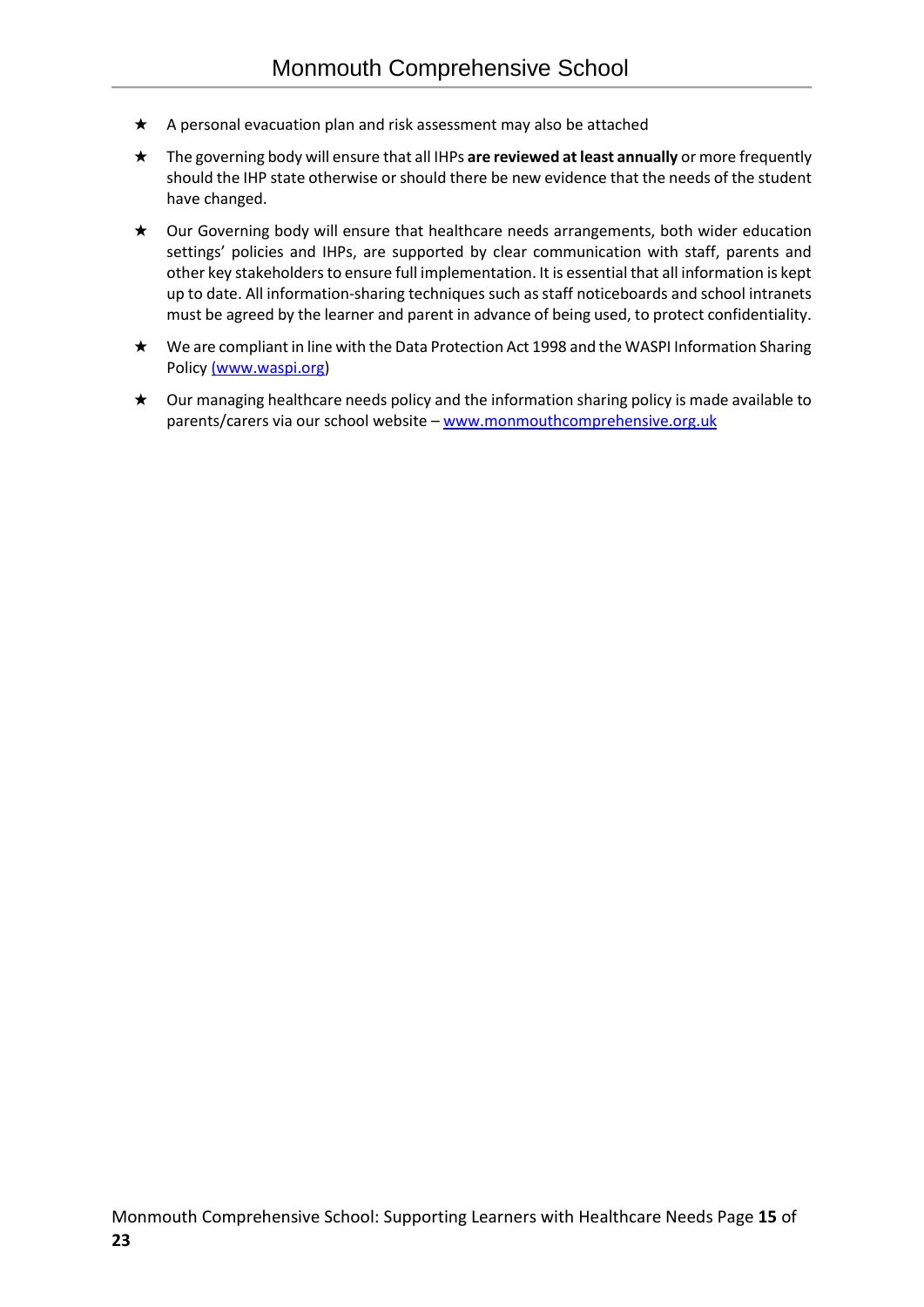- ★ A personal evacuation plan and risk assessment may also be attached
- ★ The governing body will ensure that all IHPs **are reviewed at least annually** or more frequently should the IHP state otherwise or should there be new evidence that the needs of the student have changed.
- ★ Our Governing body will ensure that healthcare needs arrangements, both wider education settings' policies and IHPs, are supported by clear communication with staff, parents and other key stakeholders to ensure full implementation. It is essential that all information is kept up to date. All information-sharing techniques such as staff noticeboards and school intranets must be agreed by the learner and parent in advance of being used, to protect confidentiality.
- ★ We are compliant in line with the Data Protection Act 1998 and the WASPI Information Sharing Policy [(www.waspi.org](http://www.waspi.org))
- ★ Our managing healthcare needs policy and the information sharing policy is made available to parents/carers via our school website – [www.monmouthcomprehensive.org.uk](http://www.monmouthcomprehensive.org.uk)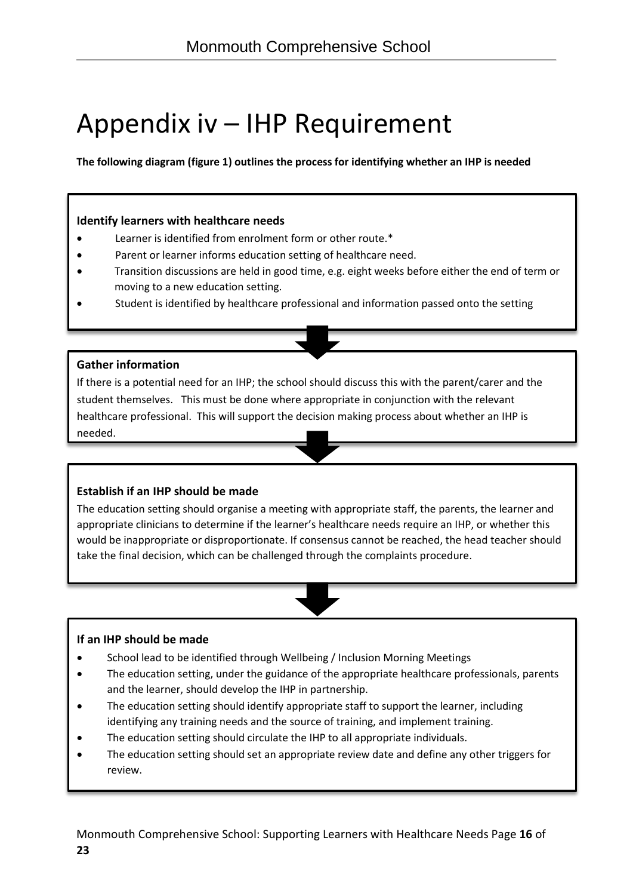# Appendix iv – IHP Requirement

**The following diagram (figure 1) outlines the process for identifying whether an IHP is needed**

**Identify learners with healthcare needs**

- Learner is identified from enrolment form or other route.*
- Parent or learner informs education setting of healthcare need.
- Transition discussions are held in good time, e.g. eight weeks before either the end of term or moving to a new education setting.
- Student is identified by healthcare professional and information passed onto the setting

**Gather information**

If there is a potential need for an IHP; the school should discuss this with the parent/carer and the student themselves. This must be done where appropriate in conjunction with the relevant healthcare professional. This will support the decision making process about whether an IHP is needed.

**Establish if an IHP should be made**

The education setting should organise a meeting with appropriate staff, the parents, the learner and appropriate clinicians to determine if the learner's healthcare needs require an IHP, or whether this would be inappropriate or disproportionate. If consensus cannot be reached, the head teacher should take the final decision, which can be challenged through the complaints procedure.

**If an IHP should be made**

- School lead to be identified through Wellbeing / Inclusion Morning Meetings
- The education setting, under the guidance of the appropriate healthcare professionals, parents and the learner, should develop the IHP in partnership.
- The education setting should identify appropriate staff to support the learner, including identifying any training needs and the source of training, and implement training.
- The education setting should circulate the IHP to all appropriate individuals.
- The education setting should set an appropriate review date and define any other triggers for review.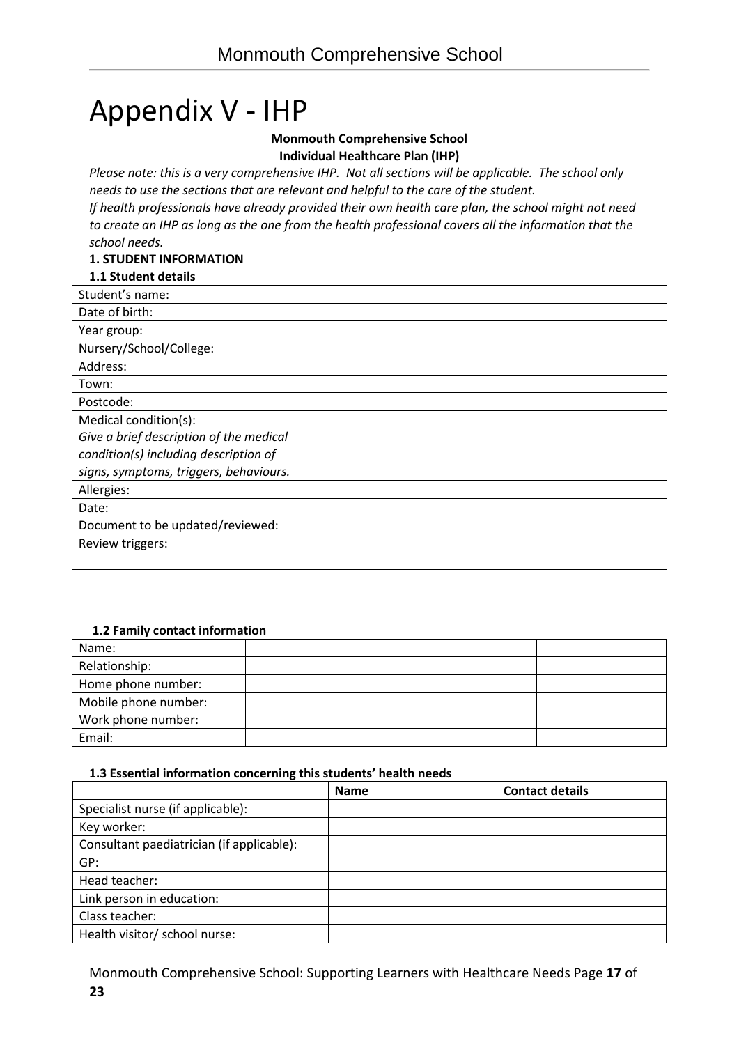# Appendix V - IHP

**Monmouth Comprehensive School**
**Individual Healthcare Plan (IHP)**

*Please note: this is a very comprehensive IHP. Not all sections will be applicable. The school only needs to use the sections that are relevant and helpful to the care of the student.*
*If health professionals have already provided their own health care plan, the school might not need to create an IHP as long as the one from the health professional covers all the information that the school needs.*

**1. STUDENT INFORMATION**

**1.1 Student details**

| | |
|---|---|
| Student's name: | |
| Date of birth: | |
| Year group: | |
| Nursery/School/College: | |
| Address: | |
| Town: | |
| Postcode: | |
| Medical condition(s): *Give a brief description of the medical condition(s) including description of signs, symptoms, triggers, behaviours.* | |
| Allergies: | |
| Date: | |
| Document to be updated/reviewed: | |
| Review triggers: | |

**1.2 Family contact information**

| | | | |
|---|---|---|---|
| Name: | | | |
| Relationship: | | | |
| Home phone number: | | | |
| Mobile phone number: | | | |
| Work phone number: | | | |
| Email: | | | |

**1.3 Essential information concerning this students' health needs**

| | Name | Contact details |
|---|---|---|
| Specialist nurse (if applicable): | | |
| Key worker: | | |
| Consultant paediatrician (if applicable): | | |
| GP: | | |
| Head teacher: | | |
| Link person in education: | | |
| Class teacher: | | |
| Health visitor/ school nurse: | | |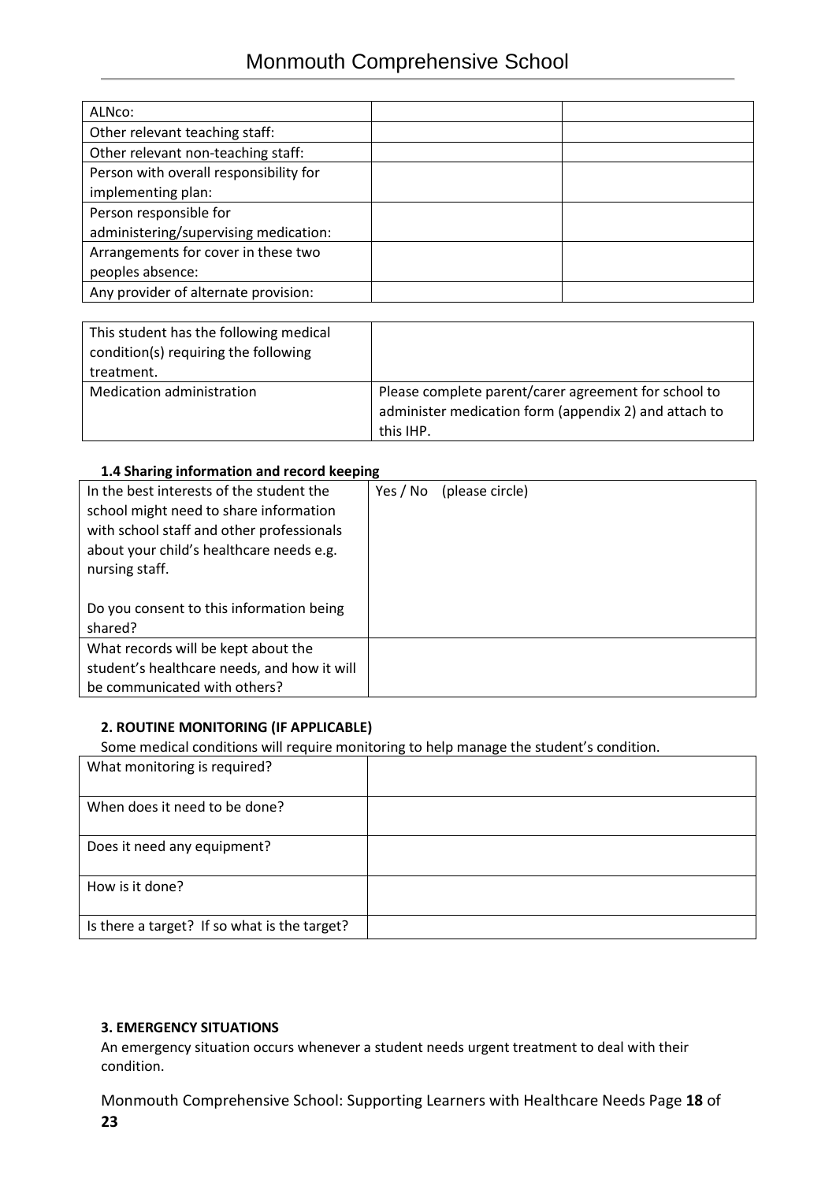| ALNco: | | |
|---|---|---|
| Other relevant teaching staff: | | |
| Other relevant non-teaching staff: | | |
| Person with overall responsibility for implementing plan: | | |
| Person responsible for administering/supervising medication: | | |
| Arrangements for cover in these two peoples absence: | | |
| Any provider of alternate provision: | | |

| This student has the following medical condition(s) requiring the following treatment. | |
|---|---|
| Medication administration | Please complete parent/carer agreement for school to administer medication form (appendix 2) and attach to this IHP. |

**1.4 Sharing information and record keeping**

| In the best interests of the student the school might need to share information with school staff and other professionals about your child's healthcare needs e.g. nursing staff.<br><br>Do you consent to this information being shared? | Yes / No (please circle) |
|---|---|
| What records will be kept about the student's healthcare needs, and how it will be communicated with others? | |

**2. ROUTINE MONITORING (IF APPLICABLE)**

Some medical conditions will require monitoring to help manage the student's condition.

| What monitoring is required? | |
|---|---|
| When does it need to be done? | |
| Does it need any equipment? | |
| How is it done? | |
| Is there a target? If so what is the target? | |

**3. EMERGENCY SITUATIONS**

An emergency situation occurs whenever a student needs urgent treatment to deal with their condition.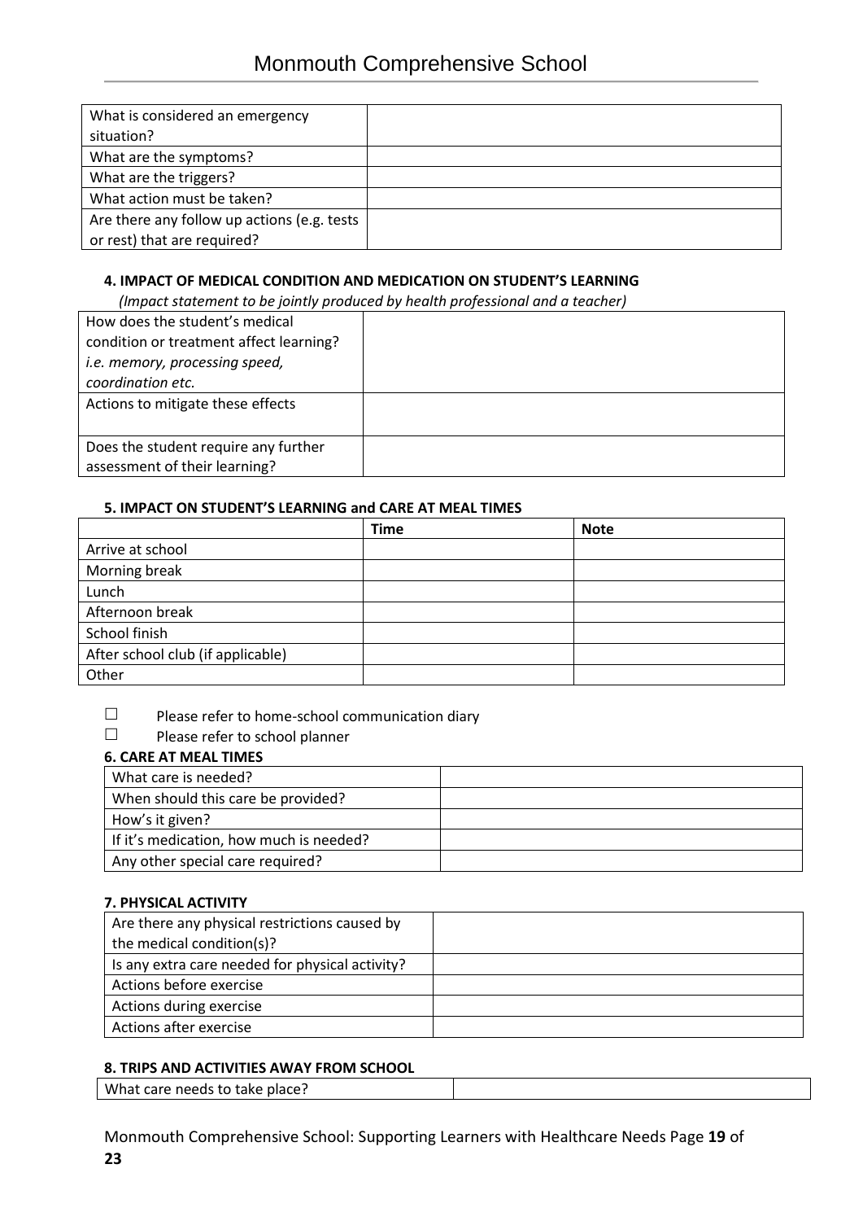| | |
|---|---|
| What is considered an emergency situation? | |
| What are the symptoms? | |
| What are the triggers? | |
| What action must be taken? | |
| Are there any follow up actions (e.g. tests or rest) that are required? | |

**4. IMPACT OF MEDICAL CONDITION AND MEDICATION ON STUDENT'S LEARNING**

*(Impact statement to be jointly produced by health professional and a teacher)*

| | |
|---|---|
| How does the student's medical condition or treatment affect learning? *i.e. memory, processing speed, coordination etc.* | |
| Actions to mitigate these effects | |
| Does the student require any further assessment of their learning? | |

**5. IMPACT ON STUDENT'S LEARNING and CARE AT MEAL TIMES**

| | **Time** | **Note** |
|---|---|---|
| Arrive at school | | |
| Morning break | | |
| Lunch | | |
| Afternoon break | | |
| School finish | | |
| After school club (if applicable) | | |
| Other | | |

☐ Please refer to home-school communication diary

☐ Please refer to school planner

**6. CARE AT MEAL TIMES**

| | |
|---|---|
| What care is needed? | |
| When should this care be provided? | |
| How's it given? | |
| If it's medication, how much is needed? | |
| Any other special care required? | |

**7. PHYSICAL ACTIVITY**

| | |
|---|---|
| Are there any physical restrictions caused by the medical condition(s)? | |
| Is any extra care needed for physical activity? | |
| Actions before exercise | |
| Actions during exercise | |
| Actions after exercise | |

**8. TRIPS AND ACTIVITIES AWAY FROM SCHOOL**

| | |
|---|---|
| What care needs to take place? | |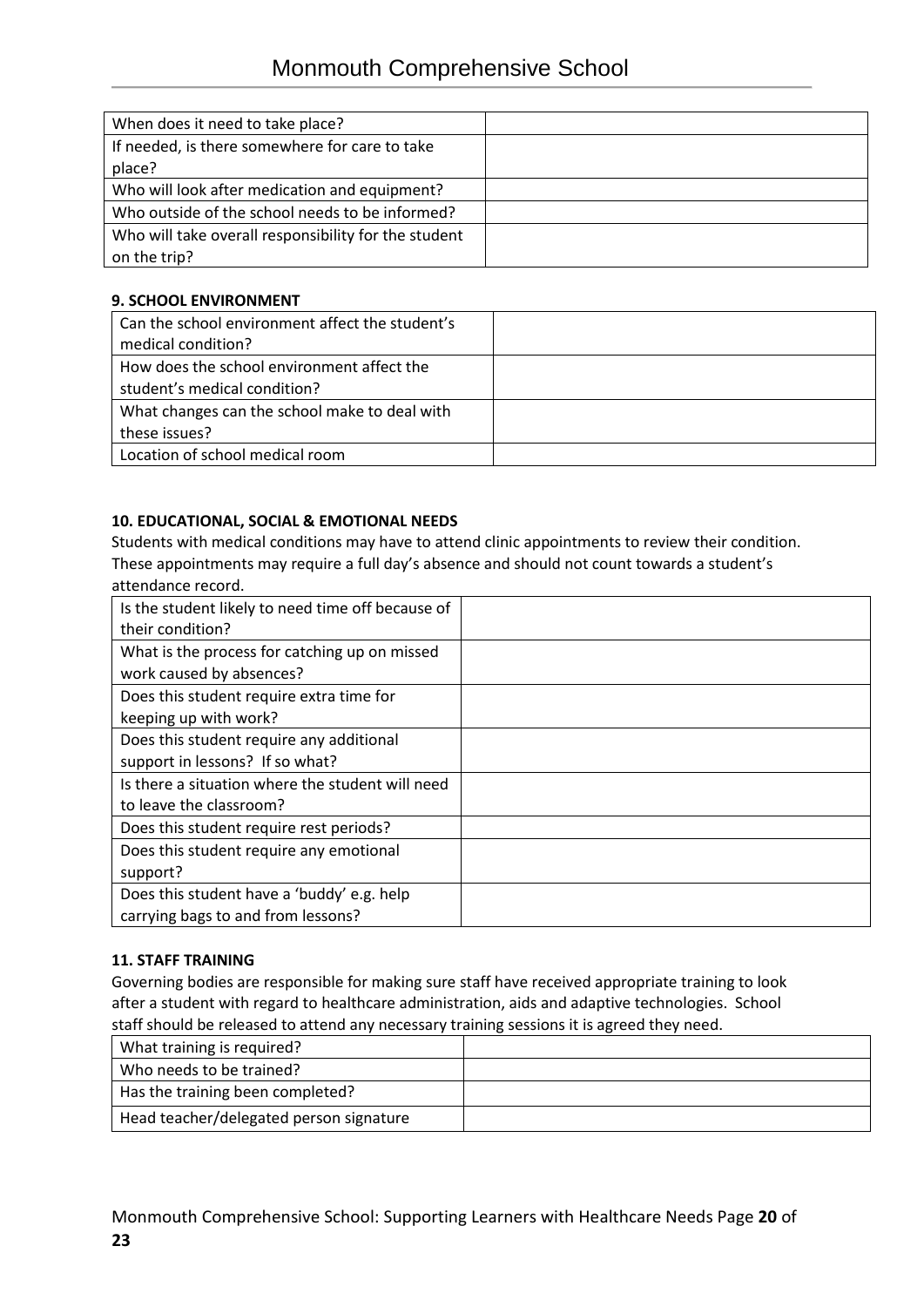| When does it need to take place? | |
|---|---|
| If needed, is there somewhere for care to take place? | |
| Who will look after medication and equipment? | |
| Who outside of the school needs to be informed? | |
| Who will take overall responsibility for the student on the trip? | |

**9. SCHOOL ENVIRONMENT**

| Can the school environment affect the student's medical condition? | |
|---|---|
| How does the school environment affect the student's medical condition? | |
| What changes can the school make to deal with these issues? | |
| Location of school medical room | |

**10. EDUCATIONAL, SOCIAL & EMOTIONAL NEEDS**

Students with medical conditions may have to attend clinic appointments to review their condition. These appointments may require a full day's absence and should not count towards a student's attendance record.

| Is the student likely to need time off because of their condition? | |
|---|---|
| What is the process for catching up on missed work caused by absences? | |
| Does this student require extra time for keeping up with work? | |
| Does this student require any additional support in lessons? If so what? | |
| Is there a situation where the student will need to leave the classroom? | |
| Does this student require rest periods? | |
| Does this student require any emotional support? | |
| Does this student have a 'buddy' e.g. help carrying bags to and from lessons? | |

**11. STAFF TRAINING**

Governing bodies are responsible for making sure staff have received appropriate training to look after a student with regard to healthcare administration, aids and adaptive technologies. School staff should be released to attend any necessary training sessions it is agreed they need.

| What training is required? | |
|---|---|
| Who needs to be trained? | |
| Has the training been completed? | |
| Head teacher/delegated person signature | |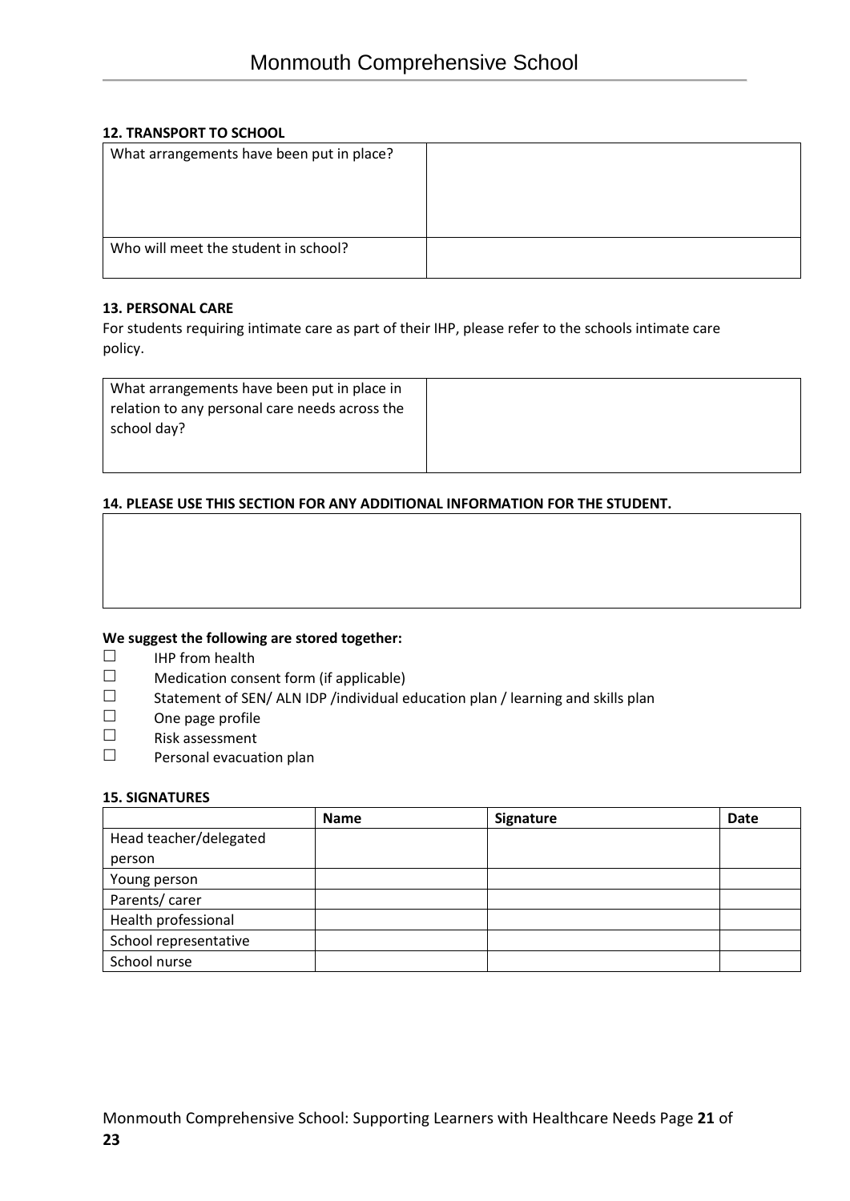**12. TRANSPORT TO SCHOOL**

| | |
|---|---|
| What arrangements have been put in place? | |
| Who will meet the student in school? | |

**13. PERSONAL CARE**

For students requiring intimate care as part of their IHP, please refer to the schools intimate care policy.

| | |
|---|---|
| What arrangements have been put in place in relation to any personal care needs across the school day? | |

**14. PLEASE USE THIS SECTION FOR ANY ADDITIONAL INFORMATION FOR THE STUDENT.**

| |
|---|
| |

**We suggest the following are stored together:**

- ☐ IHP from health
- ☐ Medication consent form (if applicable)
- ☐ Statement of SEN/ ALN IDP /individual education plan / learning and skills plan
- ☐ One page profile
- ☐ Risk assessment
- ☐ Personal evacuation plan

**15. SIGNATURES**

| | Name | Signature | Date |
|---|---|---|---|
| Head teacher/delegated person | | | |
| Young person | | | |
| Parents/ carer | | | |
| Health professional | | | |
| School representative | | | |
| School nurse | | | |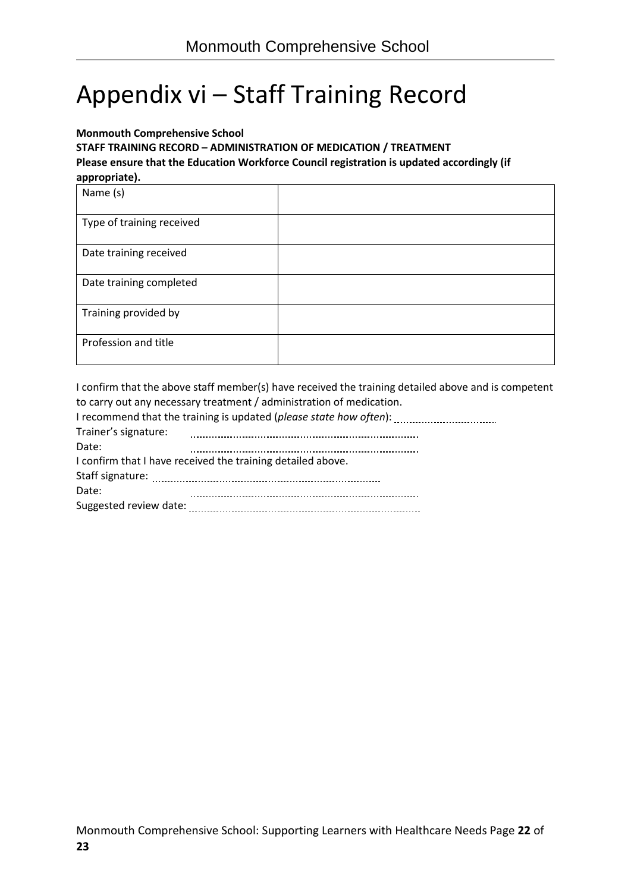# Appendix vi – Staff Training Record

**Monmouth Comprehensive School**

**STAFF TRAINING RECORD – ADMINISTRATION OF MEDICATION / TREATMENT**

**Please ensure that the Education Workforce Council registration is updated accordingly (if appropriate).**

| Name (s) | |
|---|---|
| Type of training received | |
| Date training received | |
| Date training completed | |
| Training provided by | |
| Profession and title | |

I confirm that the above staff member(s) have received the training detailed above and is competent to carry out any necessary treatment / administration of medication.

I recommend that the training is updated (*please state how often*): ..............................

Trainer's signature: ..............................................................

Date: ..............................................................

I confirm that I have received the training detailed above.

Staff signature: ..............................................................

Date: ..............................................................

Suggested review date: ..............................................................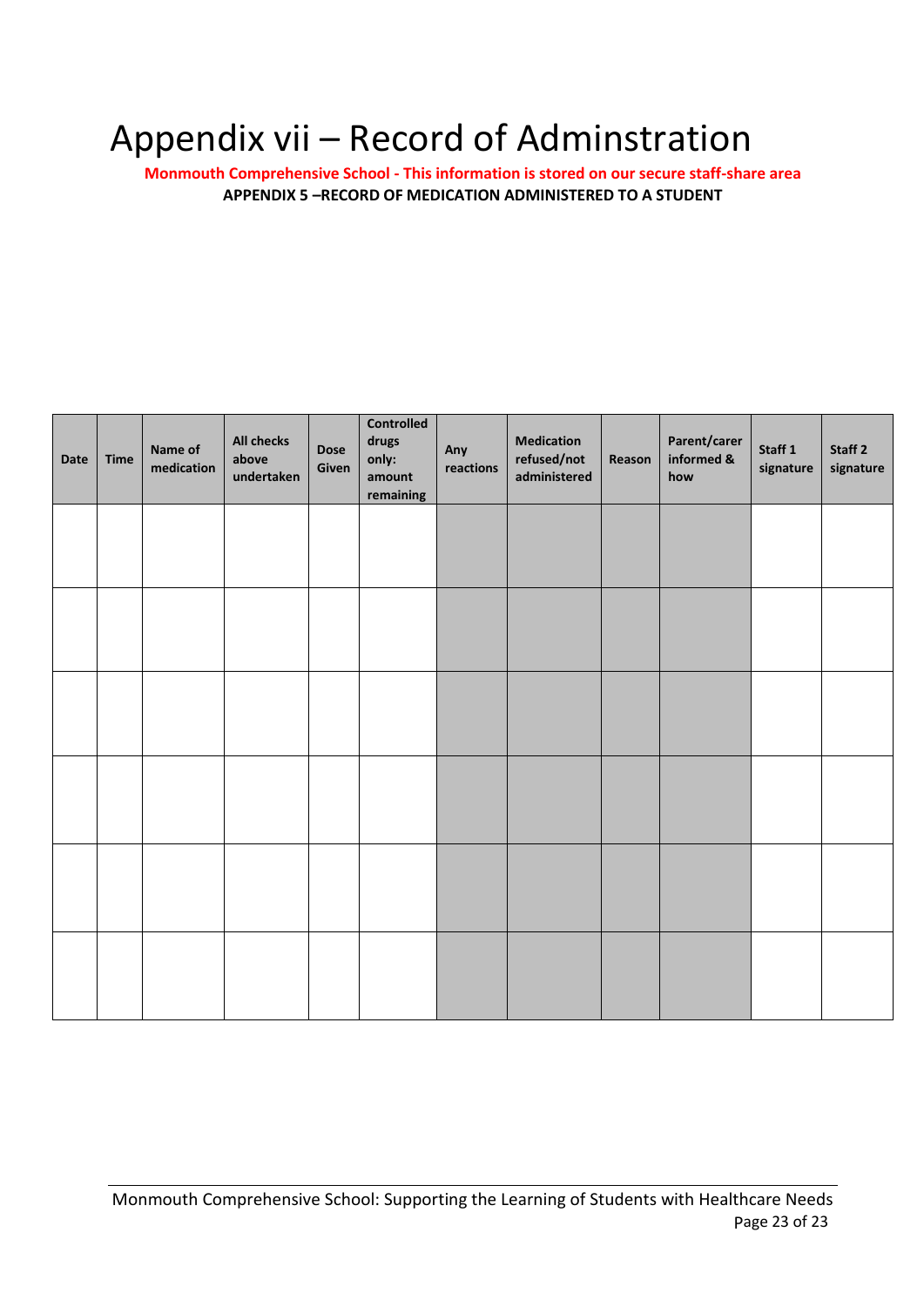# Appendix vii – Record of Adminstration

**Monmouth Comprehensive School - This information is stored on our secure staff-share area**

**APPENDIX 5 –RECORD OF MEDICATION ADMINISTERED TO A STUDENT**

| Date | Time | Name of medication | All checks above undertaken | Dose Given | Controlled drugs only: amount remaining | Any reactions | Medication refused/not administered | Reason | Parent/carer informed & how | Staff 1 signature | Staff 2 signature |
|---|---|---|---|---|---|---|---|---|---|---|---|
| | | | | | | | | | | | |
| | | | | | | | | | | | |
| | | | | | | | | | | | |
| | | | | | | | | | | | |
| | | | | | | | | | | | |
| | | | | | | | | | | | |